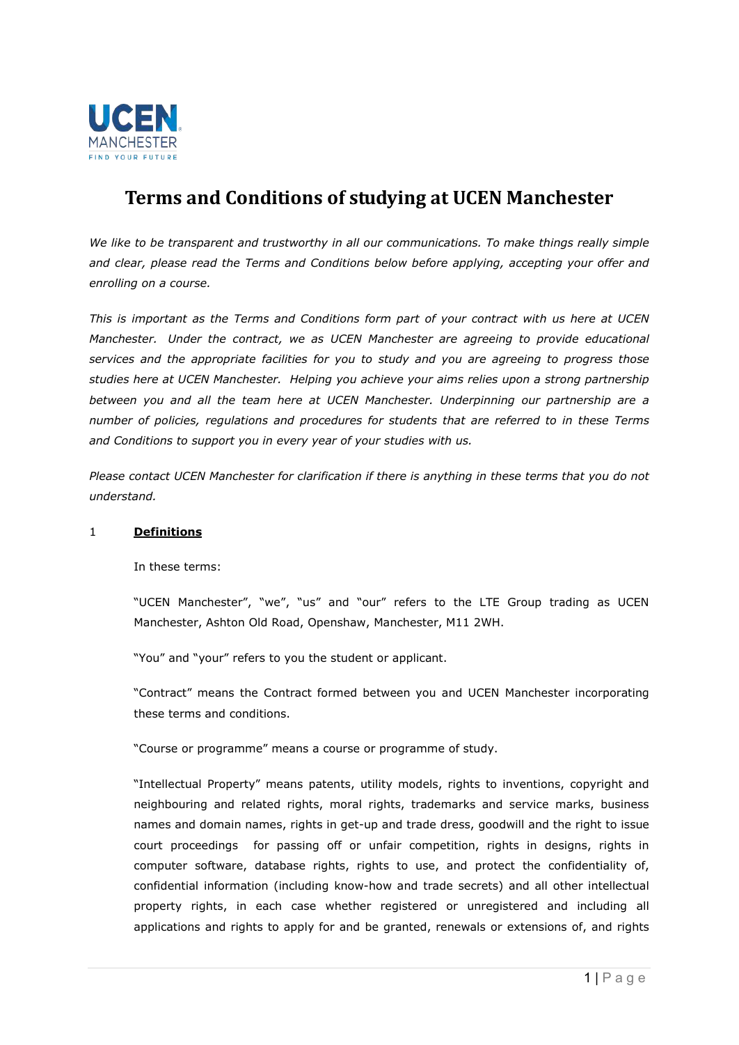UCEN MANCHESTER FIND YOUR FUTURE

# Terms and Conditions of studying at UCEN Manchester

*We like to be transparent and trustworthy in all our communications. To make things really simple and clear, please read the Terms and Conditions below before applying, accepting your offer and enrolling on a course.*

*This is important as the Terms and Conditions form part of your contract with us here at UCEN Manchester. Under the contract, we as UCEN Manchester are agreeing to provide educational services and the appropriate facilities for you to study and you are agreeing to progress those studies here at UCEN Manchester. Helping you achieve your aims relies upon a strong partnership between you and all the team here at UCEN Manchester. Underpinning our partnership are a number of policies, regulations and procedures for students that are referred to in these Terms and Conditions to support you in every year of your studies with us.*

*Please contact UCEN Manchester for clarification if there is anything in these terms that you do not understand.*

## 1 Definitions

In these terms:

"UCEN Manchester", "we", "us" and "our" refers to the LTE Group trading as UCEN Manchester, Ashton Old Road, Openshaw, Manchester, M11 2WH.

"You" and "your" refers to you the student or applicant.

"Contract" means the Contract formed between you and UCEN Manchester incorporating these terms and conditions.

"Course or programme" means a course or programme of study.

"Intellectual Property" means patents, utility models, rights to inventions, copyright and neighbouring and related rights, moral rights, trademarks and service marks, business names and domain names, rights in get-up and trade dress, goodwill and the right to issue court proceedings for passing off or unfair competition, rights in designs, rights in computer software, database rights, rights to use, and protect the confidentiality of, confidential information (including know-how and trade secrets) and all other intellectual property rights, in each case whether registered or unregistered and including all applications and rights to apply for and be granted, renewals or extensions of, and rights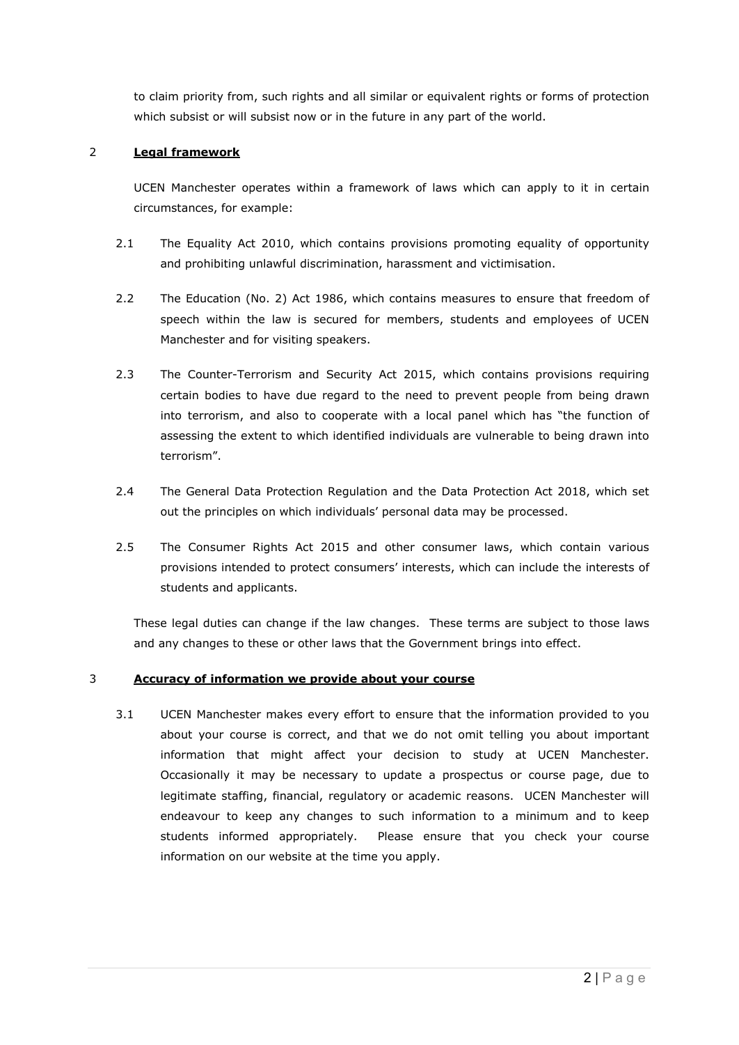to claim priority from, such rights and all similar or equivalent rights or forms of protection which subsist or will subsist now or in the future in any part of the world.

## 2 **Legal framework**

UCEN Manchester operates within a framework of laws which can apply to it in certain circumstances, for example:

2.1 The Equality Act 2010, which contains provisions promoting equality of opportunity and prohibiting unlawful discrimination, harassment and victimisation.

2.2 The Education (No. 2) Act 1986, which contains measures to ensure that freedom of speech within the law is secured for members, students and employees of UCEN Manchester and for visiting speakers.

2.3 The Counter-Terrorism and Security Act 2015, which contains provisions requiring certain bodies to have due regard to the need to prevent people from being drawn into terrorism, and also to cooperate with a local panel which has "the function of assessing the extent to which identified individuals are vulnerable to being drawn into terrorism".

2.4 The General Data Protection Regulation and the Data Protection Act 2018, which set out the principles on which individuals' personal data may be processed.

2.5 The Consumer Rights Act 2015 and other consumer laws, which contain various provisions intended to protect consumers' interests, which can include the interests of students and applicants.

These legal duties can change if the law changes. These terms are subject to those laws and any changes to these or other laws that the Government brings into effect.

## 3 **Accuracy of information we provide about your course**

3.1 UCEN Manchester makes every effort to ensure that the information provided to you about your course is correct, and that we do not omit telling you about important information that might affect your decision to study at UCEN Manchester. Occasionally it may be necessary to update a prospectus or course page, due to legitimate staffing, financial, regulatory or academic reasons. UCEN Manchester will endeavour to keep any changes to such information to a minimum and to keep students informed appropriately. Please ensure that you check your course information on our website at the time you apply.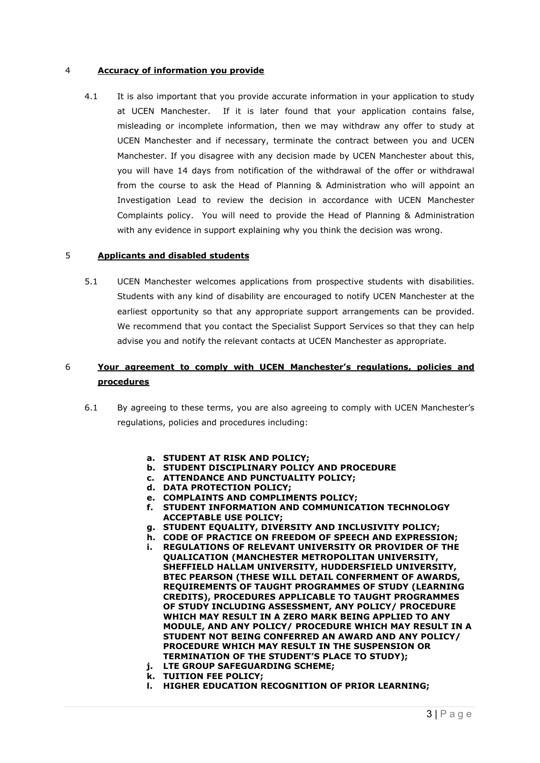## 4 **Accuracy of information you provide**

4.1 It is also important that you provide accurate information in your application to study at UCEN Manchester. If it is later found that your application contains false, misleading or incomplete information, then we may withdraw any offer to study at UCEN Manchester and if necessary, terminate the contract between you and UCEN Manchester. If you disagree with any decision made by UCEN Manchester about this, you will have 14 days from notification of the withdrawal of the offer or withdrawal from the course to ask the Head of Planning & Administration who will appoint an Investigation Lead to review the decision in accordance with UCEN Manchester Complaints policy. You will need to provide the Head of Planning & Administration with any evidence in support explaining why you think the decision was wrong.

## 5 **Applicants and disabled students**

5.1 UCEN Manchester welcomes applications from prospective students with disabilities. Students with any kind of disability are encouraged to notify UCEN Manchester at the earliest opportunity so that any appropriate support arrangements can be provided. We recommend that you contact the Specialist Support Services so that they can help advise you and notify the relevant contacts at UCEN Manchester as appropriate.

## 6 **Your agreement to comply with UCEN Manchester's regulations, policies and procedures**

6.1 By agreeing to these terms, you are also agreeing to comply with UCEN Manchester's regulations, policies and procedures including:

a. **STUDENT AT RISK AND POLICY;**
b. **STUDENT DISCIPLINARY POLICY AND PROCEDURE**
c. **ATTENDANCE AND PUNCTUALITY POLICY;**
d. **DATA PROTECTION POLICY;**
e. **COMPLAINTS AND COMPLIMENTS POLICY;**
f. **STUDENT INFORMATION AND COMMUNICATION TECHNOLOGY ACCEPTABLE USE POLICY;**
g. **STUDENT EQUALITY, DIVERSITY AND INCLUSIVITY POLICY;**
h. **CODE OF PRACTICE ON FREEDOM OF SPEECH AND EXPRESSION;**
i. **REGULATIONS OF RELEVANT UNIVERSITY OR PROVIDER OF THE QUALICATION (MANCHESTER METROPOLITAN UNIVERSITY, SHEFFIELD HALLAM UNIVERSITY, HUDDERSFIELD UNIVERSITY, BTEC PEARSON (THESE WILL DETAIL CONFERMENT OF AWARDS, REQUIREMENTS OF TAUGHT PROGRAMMES OF STUDY (LEARNING CREDITS), PROCEDURES APPLICABLE TO TAUGHT PROGRAMMES OF STUDY INCLUDING ASSESSMENT, ANY POLICY/ PROCEDURE WHICH MAY RESULT IN A ZERO MARK BEING APPLIED TO ANY MODULE, AND ANY POLICY/ PROCEDURE WHICH MAY RESULT IN A STUDENT NOT BEING CONFERRED AN AWARD AND ANY POLICY/ PROCEDURE WHICH MAY RESULT IN THE SUSPENSION OR TERMINATION OF THE STUDENT'S PLACE TO STUDY);**
j. **LTE GROUP SAFEGUARDING SCHEME;**
k. **TUITION FEE POLICY;**
l. **HIGHER EDUCATION RECOGNITION OF PRIOR LEARNING;**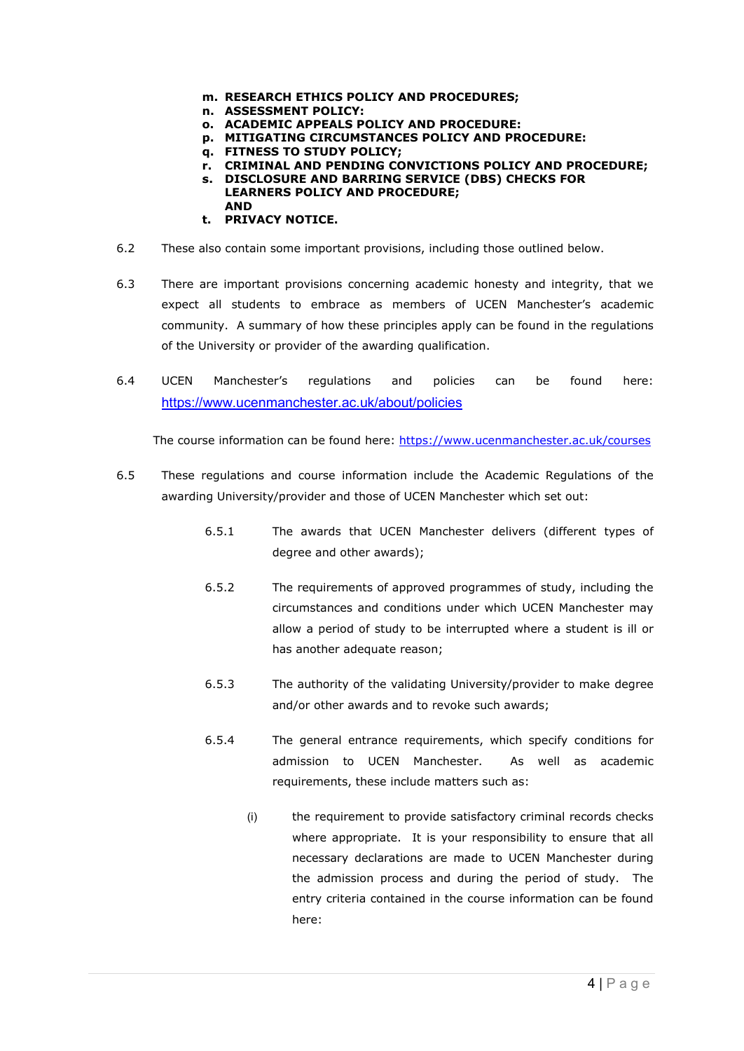m. **RESEARCH ETHICS POLICY AND PROCEDURES;**
n. **ASSESSMENT POLICY:**
o. **ACADEMIC APPEALS POLICY AND PROCEDURE:**
p. **MITIGATING CIRCUMSTANCES POLICY AND PROCEDURE:**
q. **FITNESS TO STUDY POLICY;**
r. **CRIMINAL AND PENDING CONVICTIONS POLICY AND PROCEDURE;**
s. **DISCLOSURE AND BARRING SERVICE (DBS) CHECKS FOR LEARNERS POLICY AND PROCEDURE; AND**
t. **PRIVACY NOTICE.**

6.2 These also contain some important provisions, including those outlined below.

6.3 There are important provisions concerning academic honesty and integrity, that we expect all students to embrace as members of UCEN Manchester's academic community. A summary of how these principles apply can be found in the regulations of the University or provider of the awarding qualification.

6.4 UCEN Manchester's regulations and policies can be found here: https://www.ucenmanchester.ac.uk/about/policies

The course information can be found here: https://www.ucenmanchester.ac.uk/courses

6.5 These regulations and course information include the Academic Regulations of the awarding University/provider and those of UCEN Manchester which set out:

6.5.1 The awards that UCEN Manchester delivers (different types of degree and other awards);

6.5.2 The requirements of approved programmes of study, including the circumstances and conditions under which UCEN Manchester may allow a period of study to be interrupted where a student is ill or has another adequate reason;

6.5.3 The authority of the validating University/provider to make degree and/or other awards and to revoke such awards;

6.5.4 The general entrance requirements, which specify conditions for admission to UCEN Manchester. As well as academic requirements, these include matters such as:

(i) the requirement to provide satisfactory criminal records checks where appropriate. It is your responsibility to ensure that all necessary declarations are made to UCEN Manchester during the admission process and during the period of study. The entry criteria contained in the course information can be found here: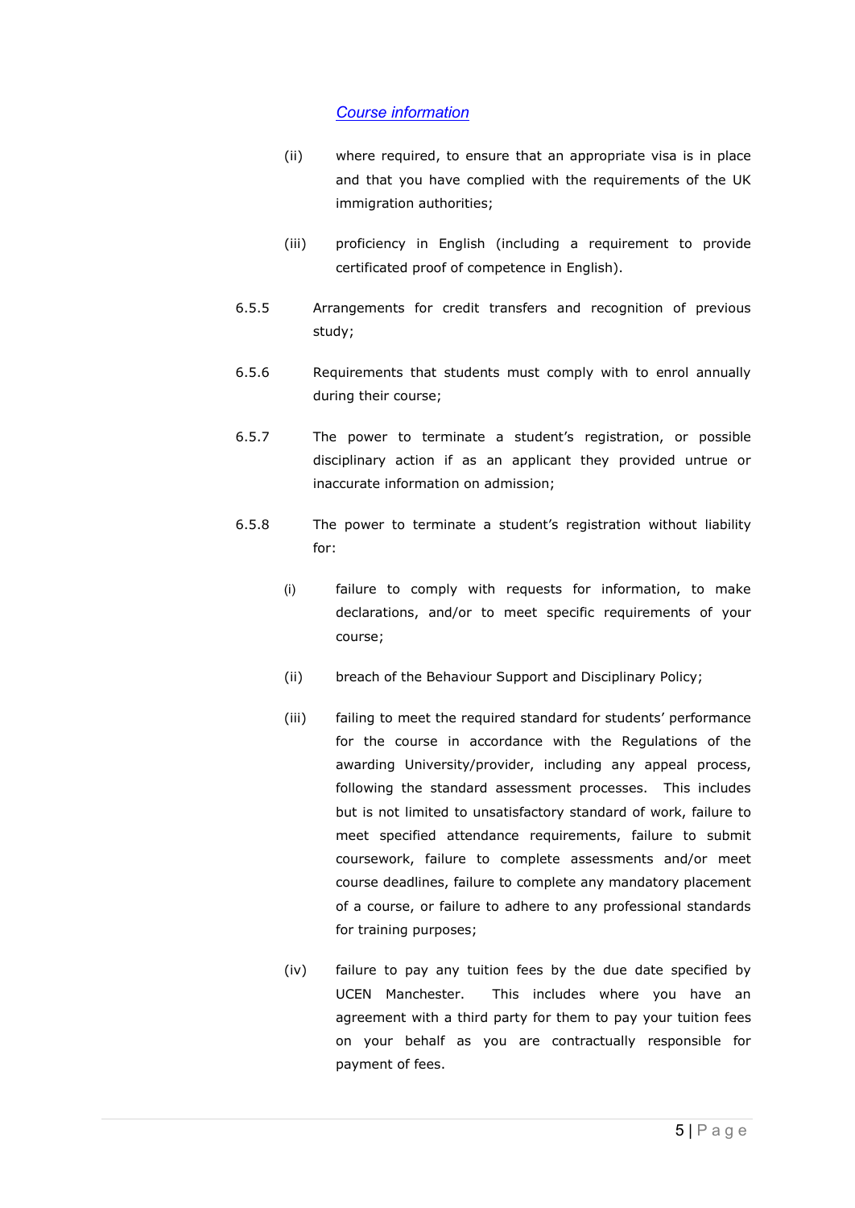[*Course information*](#)

(ii) where required, to ensure that an appropriate visa is in place and that you have complied with the requirements of the UK immigration authorities;

(iii) proficiency in English (including a requirement to provide certificated proof of competence in English).

6.5.5 Arrangements for credit transfers and recognition of previous study;

6.5.6 Requirements that students must comply with to enrol annually during their course;

6.5.7 The power to terminate a student's registration, or possible disciplinary action if as an applicant they provided untrue or inaccurate information on admission;

6.5.8 The power to terminate a student's registration without liability for:

(i) failure to comply with requests for information, to make declarations, and/or to meet specific requirements of your course;

(ii) breach of the Behaviour Support and Disciplinary Policy;

(iii) failing to meet the required standard for students' performance for the course in accordance with the Regulations of the awarding University/provider, including any appeal process, following the standard assessment processes. This includes but is not limited to unsatisfactory standard of work, failure to meet specified attendance requirements, failure to submit coursework, failure to complete assessments and/or meet course deadlines, failure to complete any mandatory placement of a course, or failure to adhere to any professional standards for training purposes;

(iv) failure to pay any tuition fees by the due date specified by UCEN Manchester. This includes where you have an agreement with a third party for them to pay your tuition fees on your behalf as you are contractually responsible for payment of fees.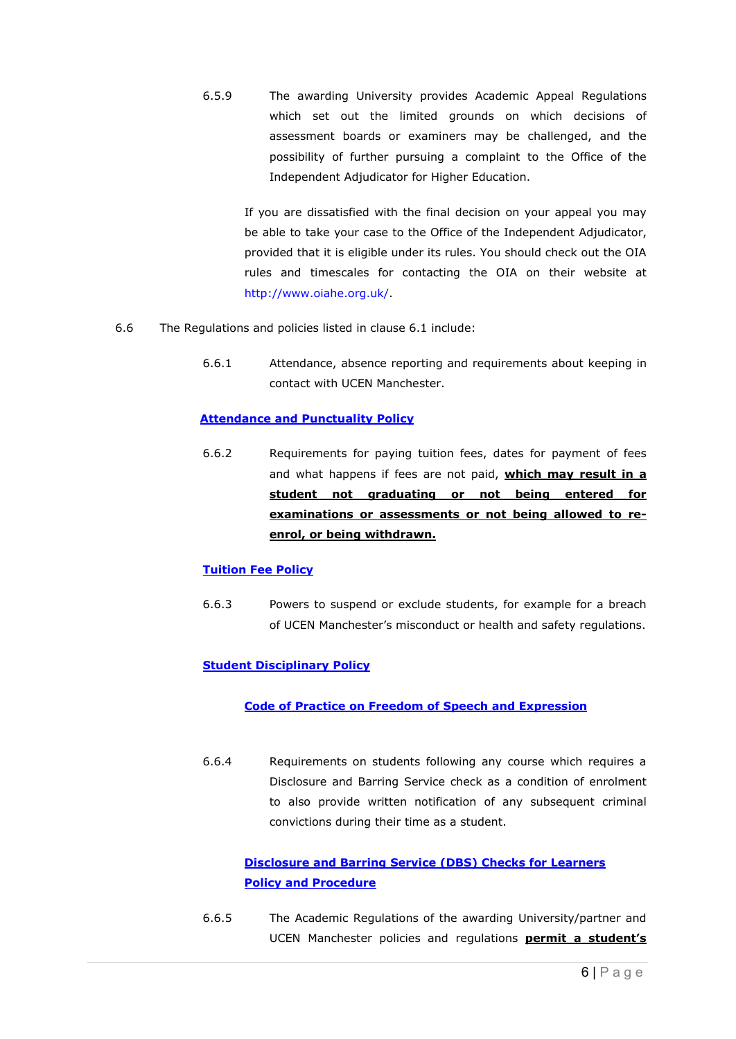6.5.9 The awarding University provides Academic Appeal Regulations which set out the limited grounds on which decisions of assessment boards or examiners may be challenged, and the possibility of further pursuing a complaint to the Office of the Independent Adjudicator for Higher Education.

If you are dissatisfied with the final decision on your appeal you may be able to take your case to the Office of the Independent Adjudicator, provided that it is eligible under its rules. You should check out the OIA rules and timescales for contacting the OIA on their website at http://www.oiahe.org.uk/.

6.6 The Regulations and policies listed in clause 6.1 include:

6.6.1 Attendance, absence reporting and requirements about keeping in contact with UCEN Manchester.

**Attendance and Punctuality Policy**

6.6.2 Requirements for paying tuition fees, dates for payment of fees and what happens if fees are not paid, **which may result in a student not graduating or not being entered for examinations or assessments or not being allowed to re-enrol, or being withdrawn.**

**Tuition Fee Policy**

6.6.3 Powers to suspend or exclude students, for example for a breach of UCEN Manchester's misconduct or health and safety regulations.

**Student Disciplinary Policy**

**Code of Practice on Freedom of Speech and Expression**

6.6.4 Requirements on students following any course which requires a Disclosure and Barring Service check as a condition of enrolment to also provide written notification of any subsequent criminal convictions during their time as a student.

**Disclosure and Barring Service (DBS) Checks for Learners Policy and Procedure**

6.6.5 The Academic Regulations of the awarding University/partner and UCEN Manchester policies and regulations **permit a student's**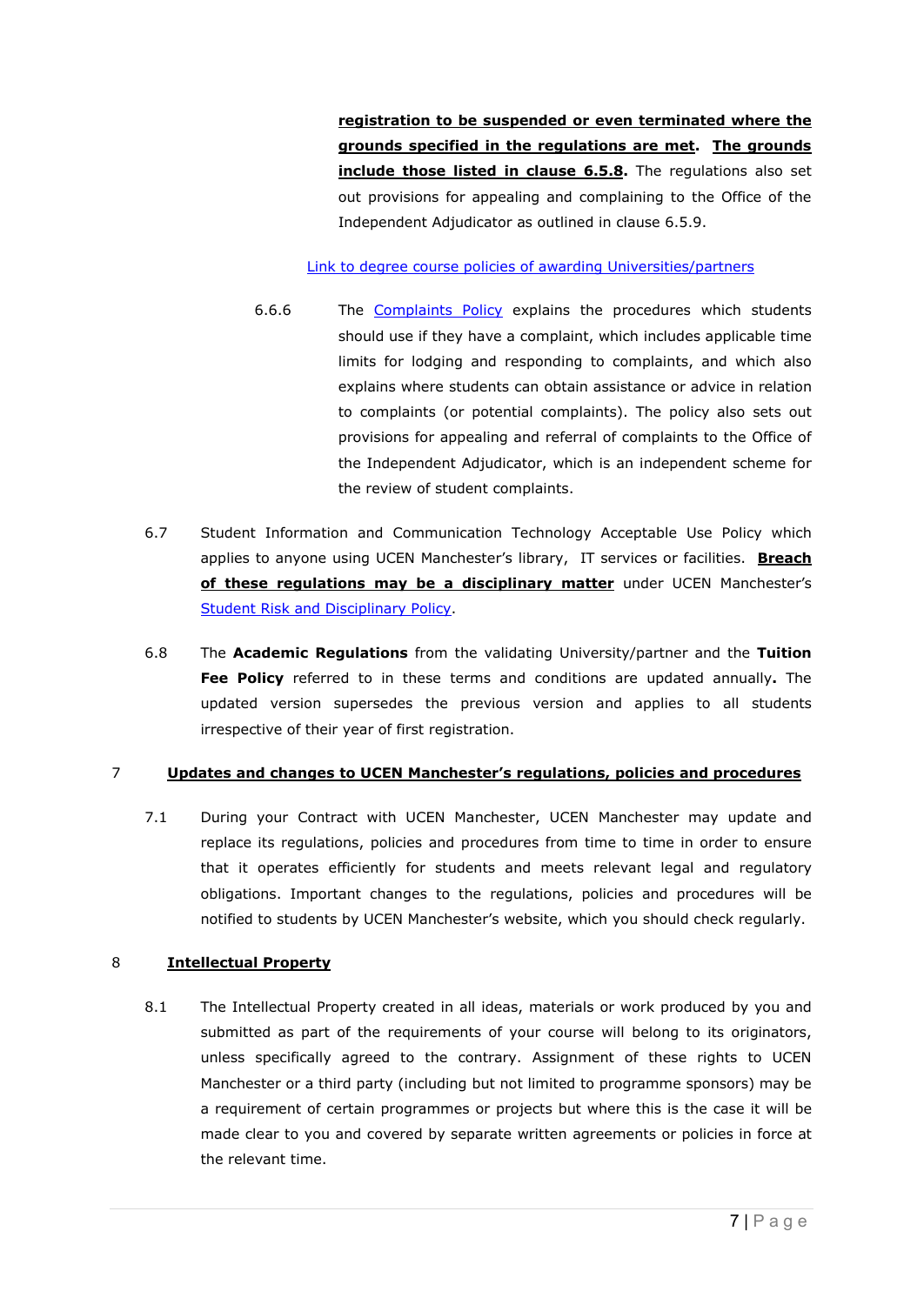**registration to be suspended or even terminated where the grounds specified in the regulations are met**. **The grounds include those listed in clause 6.5.8.** The regulations also set out provisions for appealing and complaining to the Office of the Independent Adjudicator as outlined in clause 6.5.9.

Link to degree course policies of awarding Universities/partners

6.6.6 The Complaints Policy explains the procedures which students should use if they have a complaint, which includes applicable time limits for lodging and responding to complaints, and which also explains where students can obtain assistance or advice in relation to complaints (or potential complaints). The policy also sets out provisions for appealing and referral of complaints to the Office of the Independent Adjudicator, which is an independent scheme for the review of student complaints.

6.7 Student Information and Communication Technology Acceptable Use Policy which applies to anyone using UCEN Manchester's library, IT services or facilities. **Breach of these regulations may be a disciplinary matter** under UCEN Manchester's Student Risk and Disciplinary Policy.

6.8 The **Academic Regulations** from the validating University/partner and the **Tuition Fee Policy** referred to in these terms and conditions are updated annually**.** The updated version supersedes the previous version and applies to all students irrespective of their year of first registration.

## 7 Updates and changes to UCEN Manchester's regulations, policies and procedures

7.1 During your Contract with UCEN Manchester, UCEN Manchester may update and replace its regulations, policies and procedures from time to time in order to ensure that it operates efficiently for students and meets relevant legal and regulatory obligations. Important changes to the regulations, policies and procedures will be notified to students by UCEN Manchester's website, which you should check regularly.

## 8 Intellectual Property

8.1 The Intellectual Property created in all ideas, materials or work produced by you and submitted as part of the requirements of your course will belong to its originators, unless specifically agreed to the contrary. Assignment of these rights to UCEN Manchester or a third party (including but not limited to programme sponsors) may be a requirement of certain programmes or projects but where this is the case it will be made clear to you and covered by separate written agreements or policies in force at the relevant time.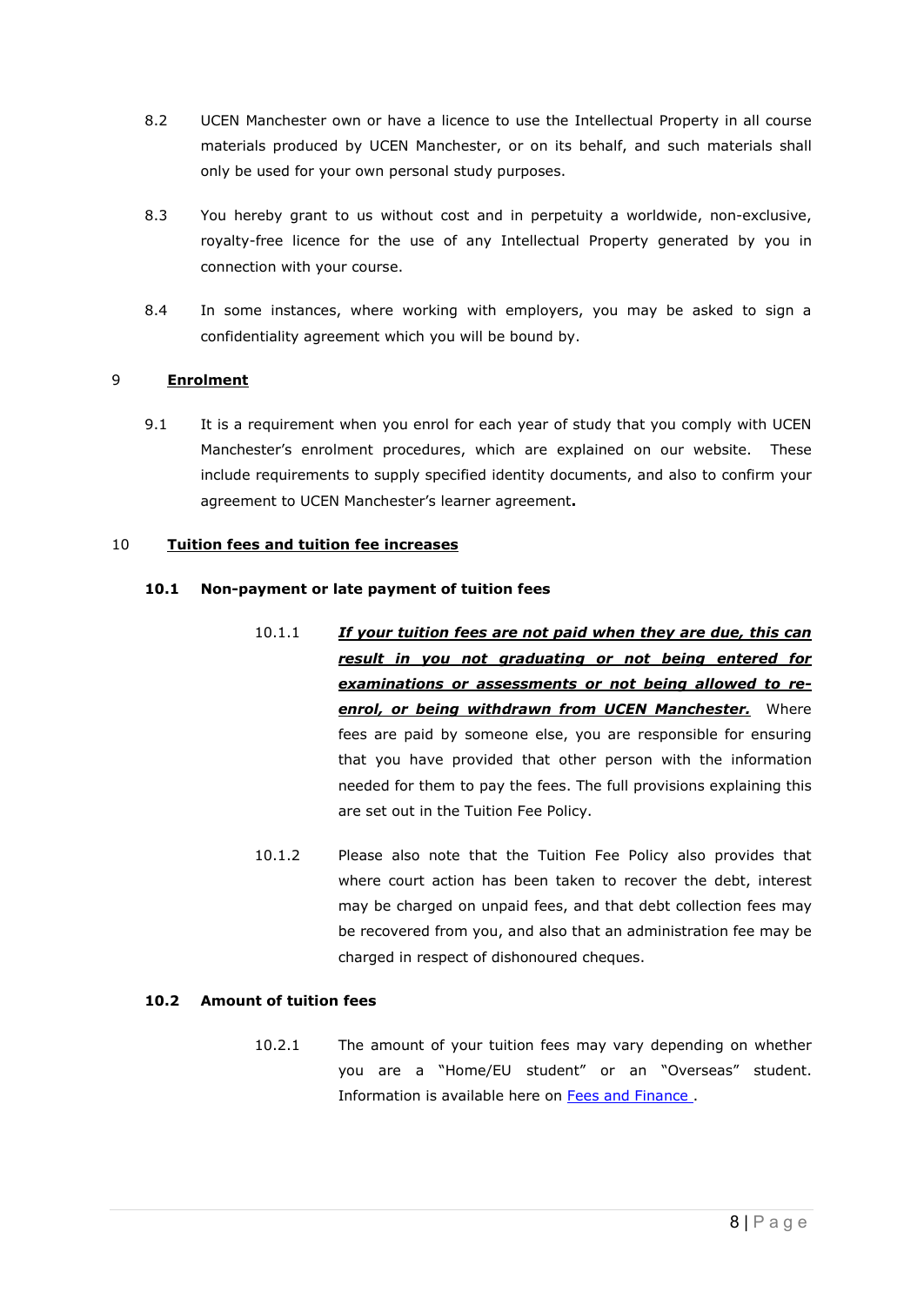8.2 UCEN Manchester own or have a licence to use the Intellectual Property in all course materials produced by UCEN Manchester, or on its behalf, and such materials shall only be used for your own personal study purposes.

8.3 You hereby grant to us without cost and in perpetuity a worldwide, non-exclusive, royalty-free licence for the use of any Intellectual Property generated by you in connection with your course.

8.4 In some instances, where working with employers, you may be asked to sign a confidentiality agreement which you will be bound by.

## 9 <u>Enrolment</u>

9.1 It is a requirement when you enrol for each year of study that you comply with UCEN Manchester's enrolment procedures, which are explained on our website. These include requirements to supply specified identity documents, and also to confirm your agreement to UCEN Manchester's learner agreement**.**

## 10 <u>Tuition fees and tuition fee increases</u>

### 10.1 Non-payment or late payment of tuition fees

10.1.1 ***<u>If your tuition fees are not paid when they are due, this can result in you not graduating or not being entered for examinations or assessments or not being allowed to re-enrol, or being withdrawn from UCEN Manchester.</u>*** Where fees are paid by someone else, you are responsible for ensuring that you have provided that other person with the information needed for them to pay the fees. The full provisions explaining this are set out in the Tuition Fee Policy.

10.1.2 Please also note that the Tuition Fee Policy also provides that where court action has been taken to recover the debt, interest may be charged on unpaid fees, and that debt collection fees may be recovered from you, and also that an administration fee may be charged in respect of dishonoured cheques.

### 10.2 Amount of tuition fees

10.2.1 The amount of your tuition fees may vary depending on whether you are a "Home/EU student" or an "Overseas" student. Information is available here on [Fees and Finance](#) .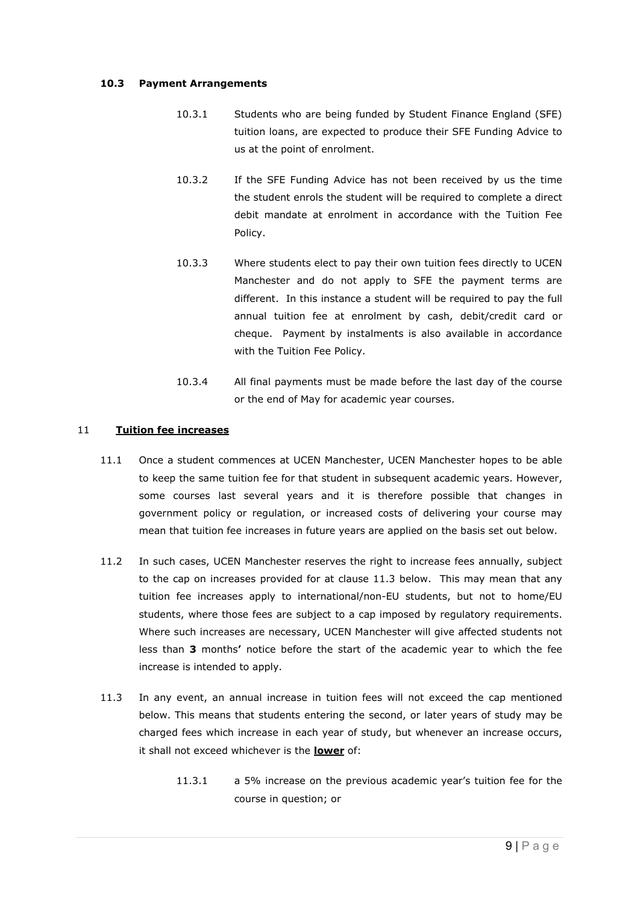### 10.3 Payment Arrangements

10.3.1 Students who are being funded by Student Finance England (SFE) tuition loans, are expected to produce their SFE Funding Advice to us at the point of enrolment.

10.3.2 If the SFE Funding Advice has not been received by us the time the student enrols the student will be required to complete a direct debit mandate at enrolment in accordance with the Tuition Fee Policy.

10.3.3 Where students elect to pay their own tuition fees directly to UCEN Manchester and do not apply to SFE the payment terms are different. In this instance a student will be required to pay the full annual tuition fee at enrolment by cash, debit/credit card or cheque. Payment by instalments is also available in accordance with the Tuition Fee Policy.

10.3.4 All final payments must be made before the last day of the course or the end of May for academic year courses.

## 11 Tuition fee increases

11.1 Once a student commences at UCEN Manchester, UCEN Manchester hopes to be able to keep the same tuition fee for that student in subsequent academic years. However, some courses last several years and it is therefore possible that changes in government policy or regulation, or increased costs of delivering your course may mean that tuition fee increases in future years are applied on the basis set out below.

11.2 In such cases, UCEN Manchester reserves the right to increase fees annually, subject to the cap on increases provided for at clause 11.3 below. This may mean that any tuition fee increases apply to international/non-EU students, but not to home/EU students, where those fees are subject to a cap imposed by regulatory requirements. Where such increases are necessary, UCEN Manchester will give affected students not less than **3** months**'** notice before the start of the academic year to which the fee increase is intended to apply.

11.3 In any event, an annual increase in tuition fees will not exceed the cap mentioned below. This means that students entering the second, or later years of study may be charged fees which increase in each year of study, but whenever an increase occurs, it shall not exceed whichever is the **lower** of:

11.3.1 a 5% increase on the previous academic year's tuition fee for the course in question; or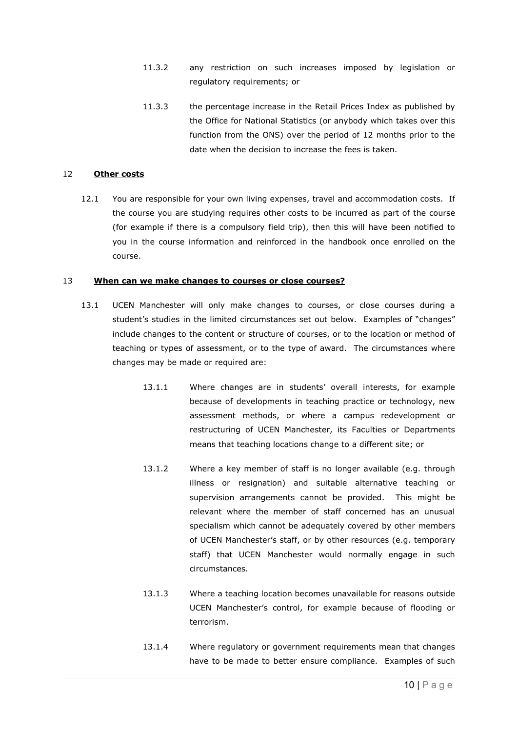11.3.2 any restriction on such increases imposed by legislation or regulatory requirements; or

11.3.3 the percentage increase in the Retail Prices Index as published by the Office for National Statistics (or anybody which takes over this function from the ONS) over the period of 12 months prior to the date when the decision to increase the fees is taken.

## 12 Other costs

12.1 You are responsible for your own living expenses, travel and accommodation costs. If the course you are studying requires other costs to be incurred as part of the course (for example if there is a compulsory field trip), then this will have been notified to you in the course information and reinforced in the handbook once enrolled on the course.

## 13 When can we make changes to courses or close courses?

13.1 UCEN Manchester will only make changes to courses, or close courses during a student's studies in the limited circumstances set out below. Examples of "changes" include changes to the content or structure of courses, or to the location or method of teaching or types of assessment, or to the type of award. The circumstances where changes may be made or required are:

13.1.1 Where changes are in students' overall interests, for example because of developments in teaching practice or technology, new assessment methods, or where a campus redevelopment or restructuring of UCEN Manchester, its Faculties or Departments means that teaching locations change to a different site; or

13.1.2 Where a key member of staff is no longer available (e.g. through illness or resignation) and suitable alternative teaching or supervision arrangements cannot be provided. This might be relevant where the member of staff concerned has an unusual specialism which cannot be adequately covered by other members of UCEN Manchester's staff, or by other resources (e.g. temporary staff) that UCEN Manchester would normally engage in such circumstances.

13.1.3 Where a teaching location becomes unavailable for reasons outside UCEN Manchester's control, for example because of flooding or terrorism.

13.1.4 Where regulatory or government requirements mean that changes have to be made to better ensure compliance. Examples of such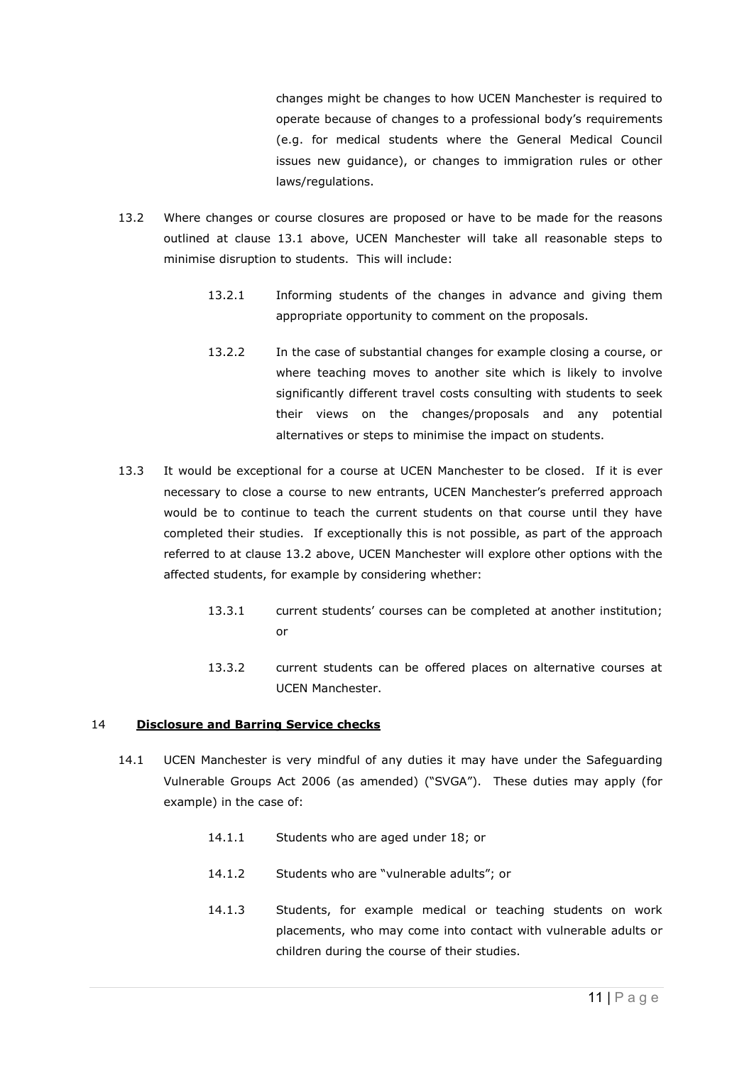changes might be changes to how UCEN Manchester is required to operate because of changes to a professional body's requirements (e.g. for medical students where the General Medical Council issues new guidance), or changes to immigration rules or other laws/regulations.

13.2 Where changes or course closures are proposed or have to be made for the reasons outlined at clause 13.1 above, UCEN Manchester will take all reasonable steps to minimise disruption to students. This will include:

13.2.1 Informing students of the changes in advance and giving them appropriate opportunity to comment on the proposals.

13.2.2 In the case of substantial changes for example closing a course, or where teaching moves to another site which is likely to involve significantly different travel costs consulting with students to seek their views on the changes/proposals and any potential alternatives or steps to minimise the impact on students.

13.3 It would be exceptional for a course at UCEN Manchester to be closed. If it is ever necessary to close a course to new entrants, UCEN Manchester's preferred approach would be to continue to teach the current students on that course until they have completed their studies. If exceptionally this is not possible, as part of the approach referred to at clause 13.2 above, UCEN Manchester will explore other options with the affected students, for example by considering whether:

13.3.1 current students' courses can be completed at another institution; or

13.3.2 current students can be offered places on alternative courses at UCEN Manchester.

## 14 **Disclosure and Barring Service checks**

14.1 UCEN Manchester is very mindful of any duties it may have under the Safeguarding Vulnerable Groups Act 2006 (as amended) ("SVGA"). These duties may apply (for example) in the case of:

14.1.1 Students who are aged under 18; or

14.1.2 Students who are "vulnerable adults"; or

14.1.3 Students, for example medical or teaching students on work placements, who may come into contact with vulnerable adults or children during the course of their studies.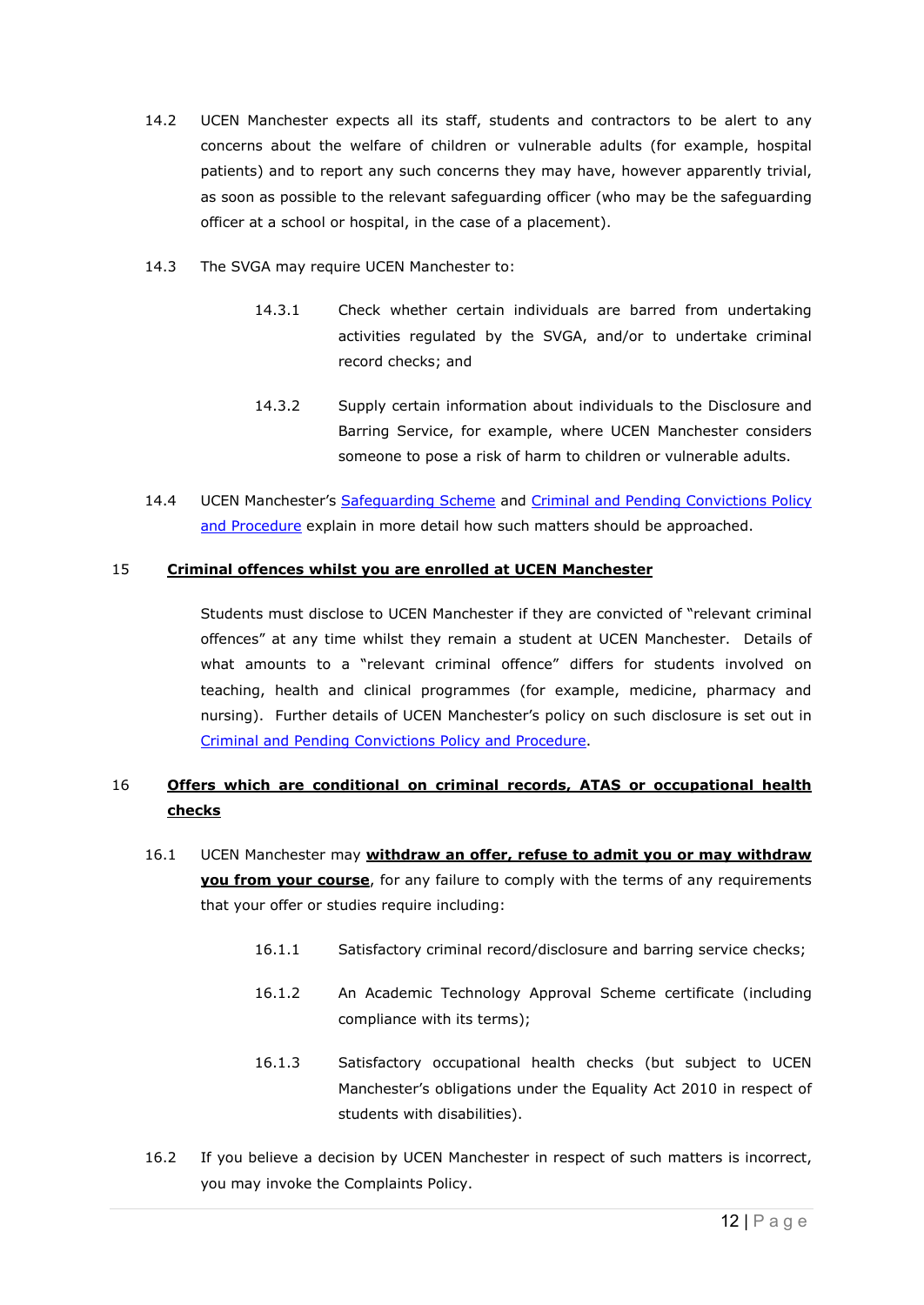14.2 UCEN Manchester expects all its staff, students and contractors to be alert to any concerns about the welfare of children or vulnerable adults (for example, hospital patients) and to report any such concerns they may have, however apparently trivial, as soon as possible to the relevant safeguarding officer (who may be the safeguarding officer at a school or hospital, in the case of a placement).

14.3 The SVGA may require UCEN Manchester to:

14.3.1 Check whether certain individuals are barred from undertaking activities regulated by the SVGA, and/or to undertake criminal record checks; and

14.3.2 Supply certain information about individuals to the Disclosure and Barring Service, for example, where UCEN Manchester considers someone to pose a risk of harm to children or vulnerable adults.

14.4 UCEN Manchester's Safeguarding Scheme and Criminal and Pending Convictions Policy and Procedure explain in more detail how such matters should be approached.

## 15 **Criminal offences whilst you are enrolled at UCEN Manchester**

Students must disclose to UCEN Manchester if they are convicted of "relevant criminal offences" at any time whilst they remain a student at UCEN Manchester. Details of what amounts to a "relevant criminal offence" differs for students involved on teaching, health and clinical programmes (for example, medicine, pharmacy and nursing). Further details of UCEN Manchester's policy on such disclosure is set out in Criminal and Pending Convictions Policy and Procedure.

## 16 **Offers which are conditional on criminal records, ATAS or occupational health checks**

16.1 UCEN Manchester may **withdraw an offer, refuse to admit you or may withdraw you from your course**, for any failure to comply with the terms of any requirements that your offer or studies require including:

16.1.1 Satisfactory criminal record/disclosure and barring service checks;

16.1.2 An Academic Technology Approval Scheme certificate (including compliance with its terms);

16.1.3 Satisfactory occupational health checks (but subject to UCEN Manchester's obligations under the Equality Act 2010 in respect of students with disabilities).

16.2 If you believe a decision by UCEN Manchester in respect of such matters is incorrect, you may invoke the Complaints Policy.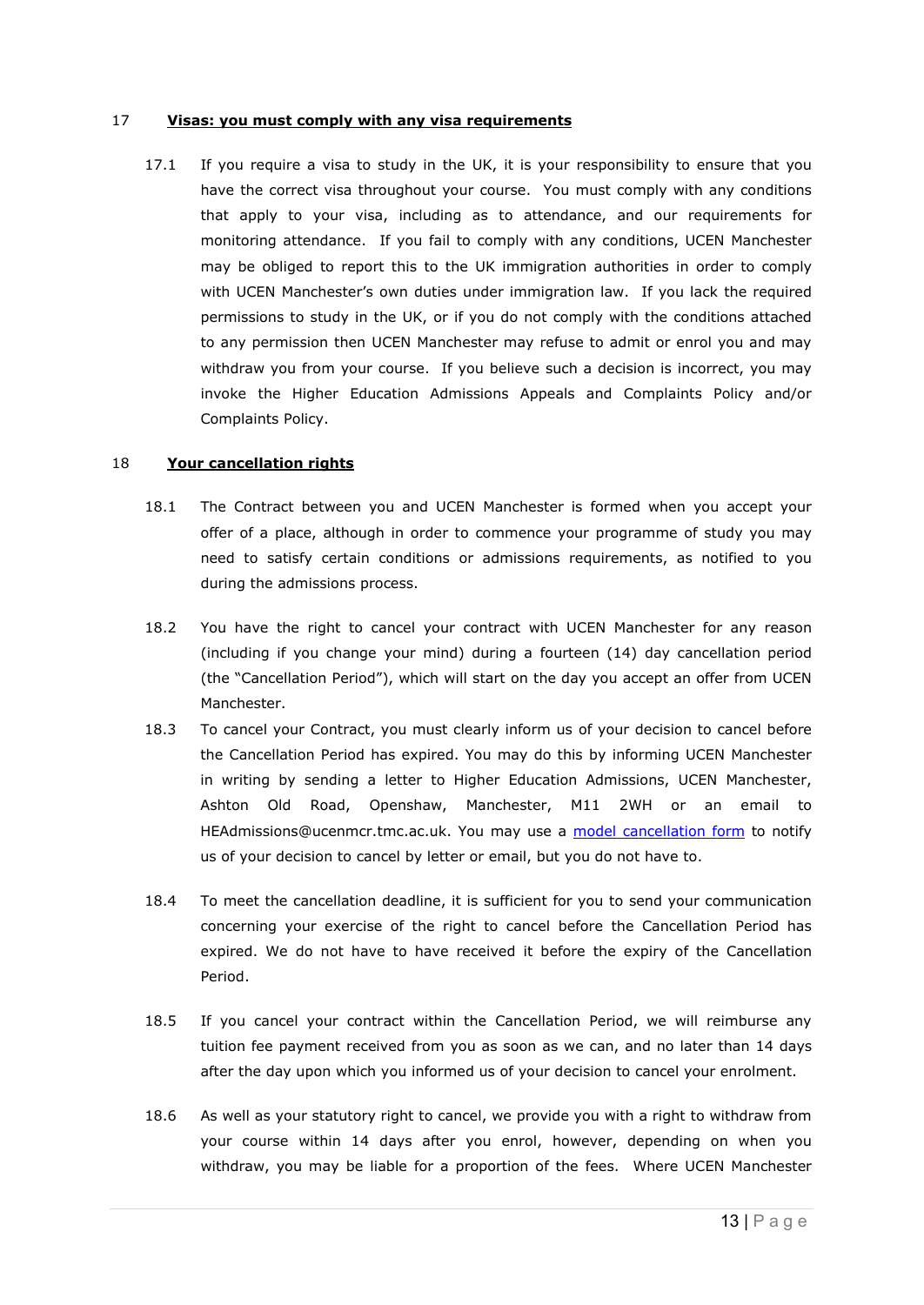## 17 **Visas: you must comply with any visa requirements**

17.1 If you require a visa to study in the UK, it is your responsibility to ensure that you have the correct visa throughout your course. You must comply with any conditions that apply to your visa, including as to attendance, and our requirements for monitoring attendance. If you fail to comply with any conditions, UCEN Manchester may be obliged to report this to the UK immigration authorities in order to comply with UCEN Manchester's own duties under immigration law. If you lack the required permissions to study in the UK, or if you do not comply with the conditions attached to any permission then UCEN Manchester may refuse to admit or enrol you and may withdraw you from your course. If you believe such a decision is incorrect, you may invoke the Higher Education Admissions Appeals and Complaints Policy and/or Complaints Policy.

## 18 **Your cancellation rights**

18.1 The Contract between you and UCEN Manchester is formed when you accept your offer of a place, although in order to commence your programme of study you may need to satisfy certain conditions or admissions requirements, as notified to you during the admissions process.

18.2 You have the right to cancel your contract with UCEN Manchester for any reason (including if you change your mind) during a fourteen (14) day cancellation period (the "Cancellation Period"), which will start on the day you accept an offer from UCEN Manchester.

18.3 To cancel your Contract, you must clearly inform us of your decision to cancel before the Cancellation Period has expired. You may do this by informing UCEN Manchester in writing by sending a letter to Higher Education Admissions, UCEN Manchester, Ashton Old Road, Openshaw, Manchester, M11 2WH or an email to HEAdmissions@ucenmcr.tmc.ac.uk. You may use a model cancellation form to notify us of your decision to cancel by letter or email, but you do not have to.

18.4 To meet the cancellation deadline, it is sufficient for you to send your communication concerning your exercise of the right to cancel before the Cancellation Period has expired. We do not have to have received it before the expiry of the Cancellation Period.

18.5 If you cancel your contract within the Cancellation Period, we will reimburse any tuition fee payment received from you as soon as we can, and no later than 14 days after the day upon which you informed us of your decision to cancel your enrolment.

18.6 As well as your statutory right to cancel, we provide you with a right to withdraw from your course within 14 days after you enrol, however, depending on when you withdraw, you may be liable for a proportion of the fees. Where UCEN Manchester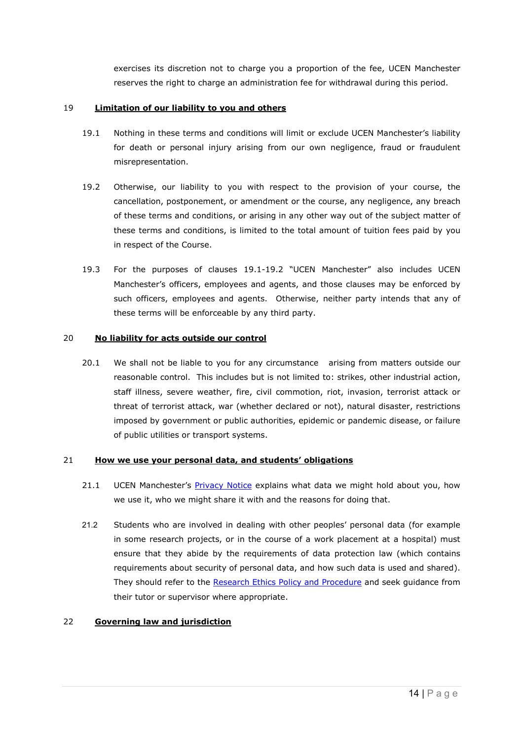exercises its discretion not to charge you a proportion of the fee, UCEN Manchester reserves the right to charge an administration fee for withdrawal during this period.

## 19 Limitation of our liability to you and others

19.1 Nothing in these terms and conditions will limit or exclude UCEN Manchester's liability for death or personal injury arising from our own negligence, fraud or fraudulent misrepresentation.

19.2 Otherwise, our liability to you with respect to the provision of your course, the cancellation, postponement, or amendment or the course, any negligence, any breach of these terms and conditions, or arising in any other way out of the subject matter of these terms and conditions, is limited to the total amount of tuition fees paid by you in respect of the Course.

19.3 For the purposes of clauses 19.1-19.2 "UCEN Manchester" also includes UCEN Manchester's officers, employees and agents, and those clauses may be enforced by such officers, employees and agents. Otherwise, neither party intends that any of these terms will be enforceable by any third party.

## 20 No liability for acts outside our control

20.1 We shall not be liable to you for any circumstance arising from matters outside our reasonable control. This includes but is not limited to: strikes, other industrial action, staff illness, severe weather, fire, civil commotion, riot, invasion, terrorist attack or threat of terrorist attack, war (whether declared or not), natural disaster, restrictions imposed by government or public authorities, epidemic or pandemic disease, or failure of public utilities or transport systems.

## 21 How we use your personal data, and students' obligations

21.1 UCEN Manchester's Privacy Notice explains what data we might hold about you, how we use it, who we might share it with and the reasons for doing that.

21.2 Students who are involved in dealing with other peoples' personal data (for example in some research projects, or in the course of a work placement at a hospital) must ensure that they abide by the requirements of data protection law (which contains requirements about security of personal data, and how such data is used and shared). They should refer to the Research Ethics Policy and Procedure and seek guidance from their tutor or supervisor where appropriate.

## 22 Governing law and jurisdiction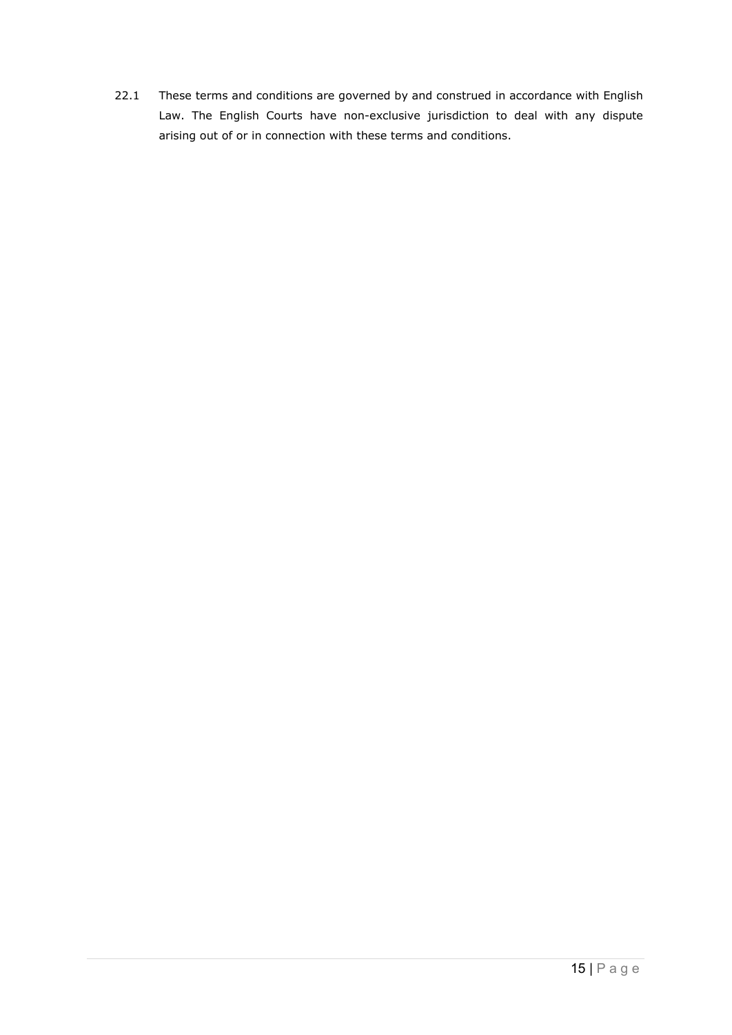22.1 These terms and conditions are governed by and construed in accordance with English Law. The English Courts have non-exclusive jurisdiction to deal with any dispute arising out of or in connection with these terms and conditions.